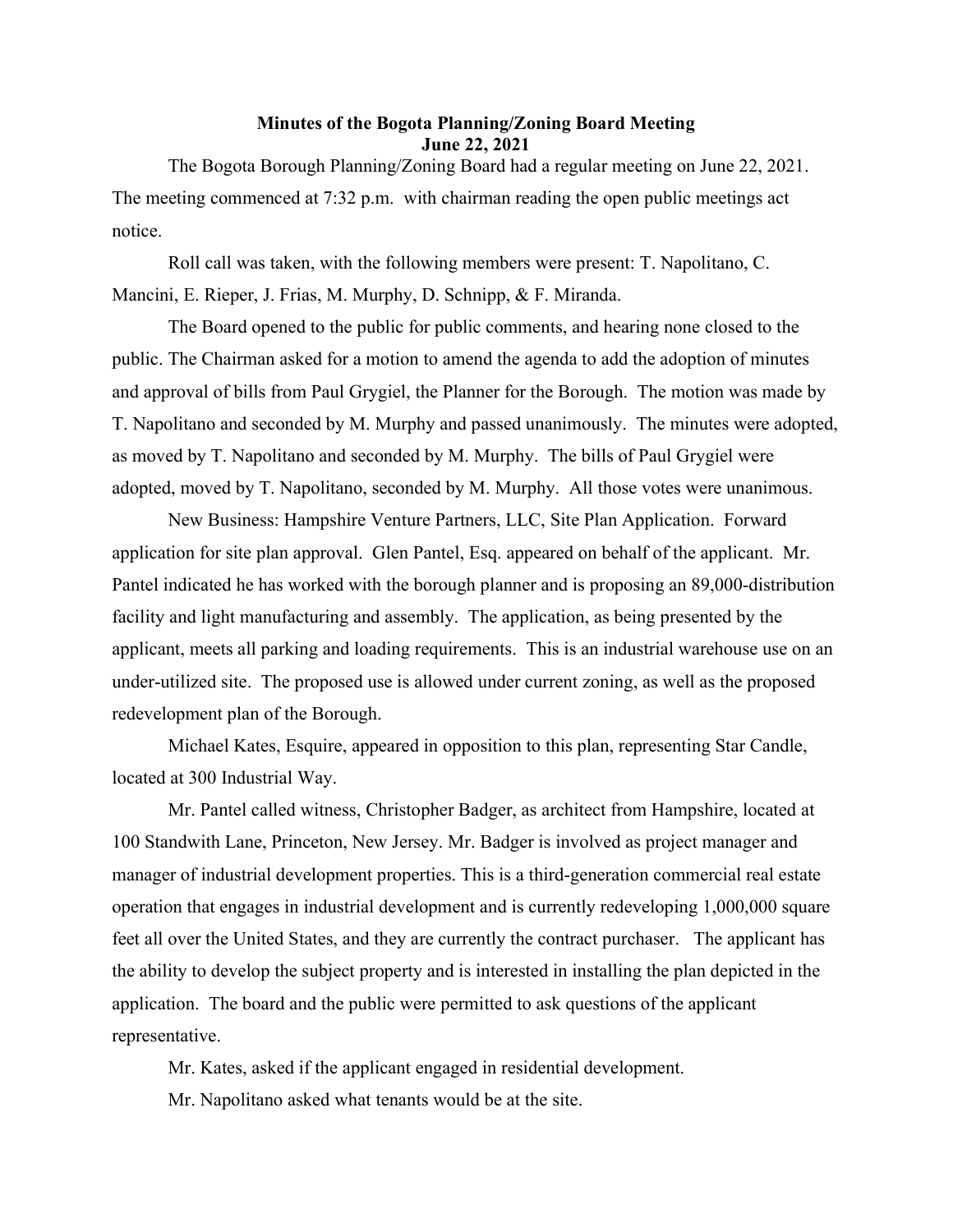# Minutes of the Bogota Planning/Zoning Board Meeting
## June 22, 2021

The Bogota Borough Planning/Zoning Board had a regular meeting on June 22, 2021. The meeting commenced at 7:32 p.m. with chairman reading the open public meetings act notice.

Roll call was taken, with the following members were present: T. Napolitano, C. Mancini, E. Rieper, J. Frias, M. Murphy, D. Schnipp, & F. Miranda.

The Board opened to the public for public comments, and hearing none closed to the public. The Chairman asked for a motion to amend the agenda to add the adoption of minutes and approval of bills from Paul Grygiel, the Planner for the Borough. The motion was made by T. Napolitano and seconded by M. Murphy and passed unanimously. The minutes were adopted, as moved by T. Napolitano and seconded by M. Murphy. The bills of Paul Grygiel were adopted, moved by T. Napolitano, seconded by M. Murphy. All those votes were unanimous.

New Business: Hampshire Venture Partners, LLC, Site Plan Application. Forward application for site plan approval. Glen Pantel, Esq. appeared on behalf of the applicant. Mr. Pantel indicated he has worked with the borough planner and is proposing an 89,000-distribution facility and light manufacturing and assembly. The application, as being presented by the applicant, meets all parking and loading requirements. This is an industrial warehouse use on an under-utilized site. The proposed use is allowed under current zoning, as well as the proposed redevelopment plan of the Borough.

Michael Kates, Esquire, appeared in opposition to this plan, representing Star Candle, located at 300 Industrial Way.

Mr. Pantel called witness, Christopher Badger, as architect from Hampshire, located at 100 Standwith Lane, Princeton, New Jersey. Mr. Badger is involved as project manager and manager of industrial development properties. This is a third-generation commercial real estate operation that engages in industrial development and is currently redeveloping 1,000,000 square feet all over the United States, and they are currently the contract purchaser. The applicant has the ability to develop the subject property and is interested in installing the plan depicted in the application. The board and the public were permitted to ask questions of the applicant representative.

Mr. Kates, asked if the applicant engaged in residential development.

Mr. Napolitano asked what tenants would be at the site.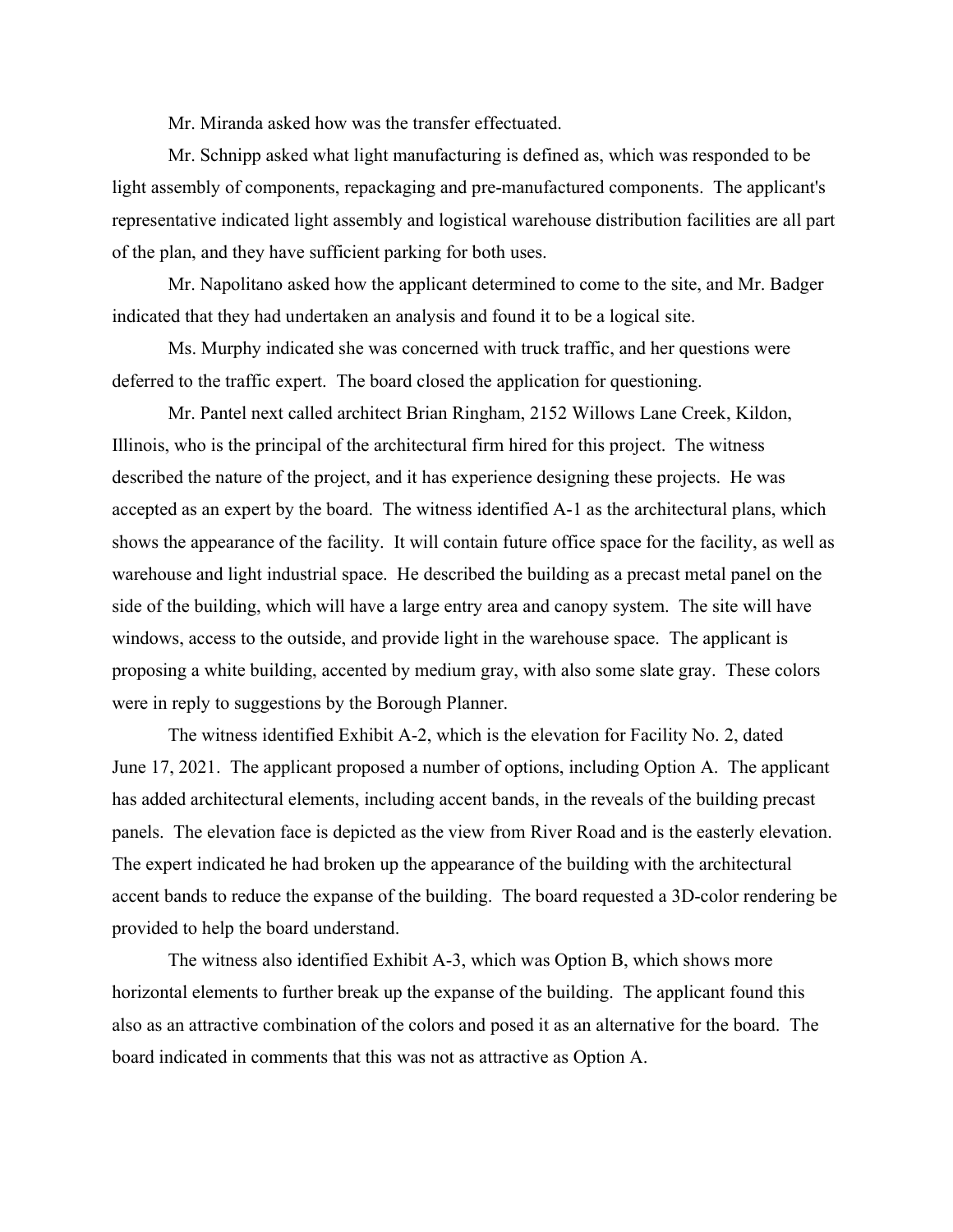Mr. Miranda asked how was the transfer effectuated.

Mr. Schnipp asked what light manufacturing is defined as, which was responded to be light assembly of components, repackaging and pre-manufactured components. The applicant's representative indicated light assembly and logistical warehouse distribution facilities are all part of the plan, and they have sufficient parking for both uses.

Mr. Napolitano asked how the applicant determined to come to the site, and Mr. Badger indicated that they had undertaken an analysis and found it to be a logical site.

Ms. Murphy indicated she was concerned with truck traffic, and her questions were deferred to the traffic expert. The board closed the application for questioning.

Mr. Pantel next called architect Brian Ringham, 2152 Willows Lane Creek, Kildon, Illinois, who is the principal of the architectural firm hired for this project. The witness described the nature of the project, and it has experience designing these projects. He was accepted as an expert by the board. The witness identified A-1 as the architectural plans, which shows the appearance of the facility. It will contain future office space for the facility, as well as warehouse and light industrial space. He described the building as a precast metal panel on the side of the building, which will have a large entry area and canopy system. The site will have windows, access to the outside, and provide light in the warehouse space. The applicant is proposing a white building, accented by medium gray, with also some slate gray. These colors were in reply to suggestions by the Borough Planner.

The witness identified Exhibit A-2, which is the elevation for Facility No. 2, dated June 17, 2021. The applicant proposed a number of options, including Option A. The applicant has added architectural elements, including accent bands, in the reveals of the building precast panels. The elevation face is depicted as the view from River Road and is the easterly elevation. The expert indicated he had broken up the appearance of the building with the architectural accent bands to reduce the expanse of the building. The board requested a 3D-color rendering be provided to help the board understand.

The witness also identified Exhibit A-3, which was Option B, which shows more horizontal elements to further break up the expanse of the building. The applicant found this also as an attractive combination of the colors and posed it as an alternative for the board. The board indicated in comments that this was not as attractive as Option A.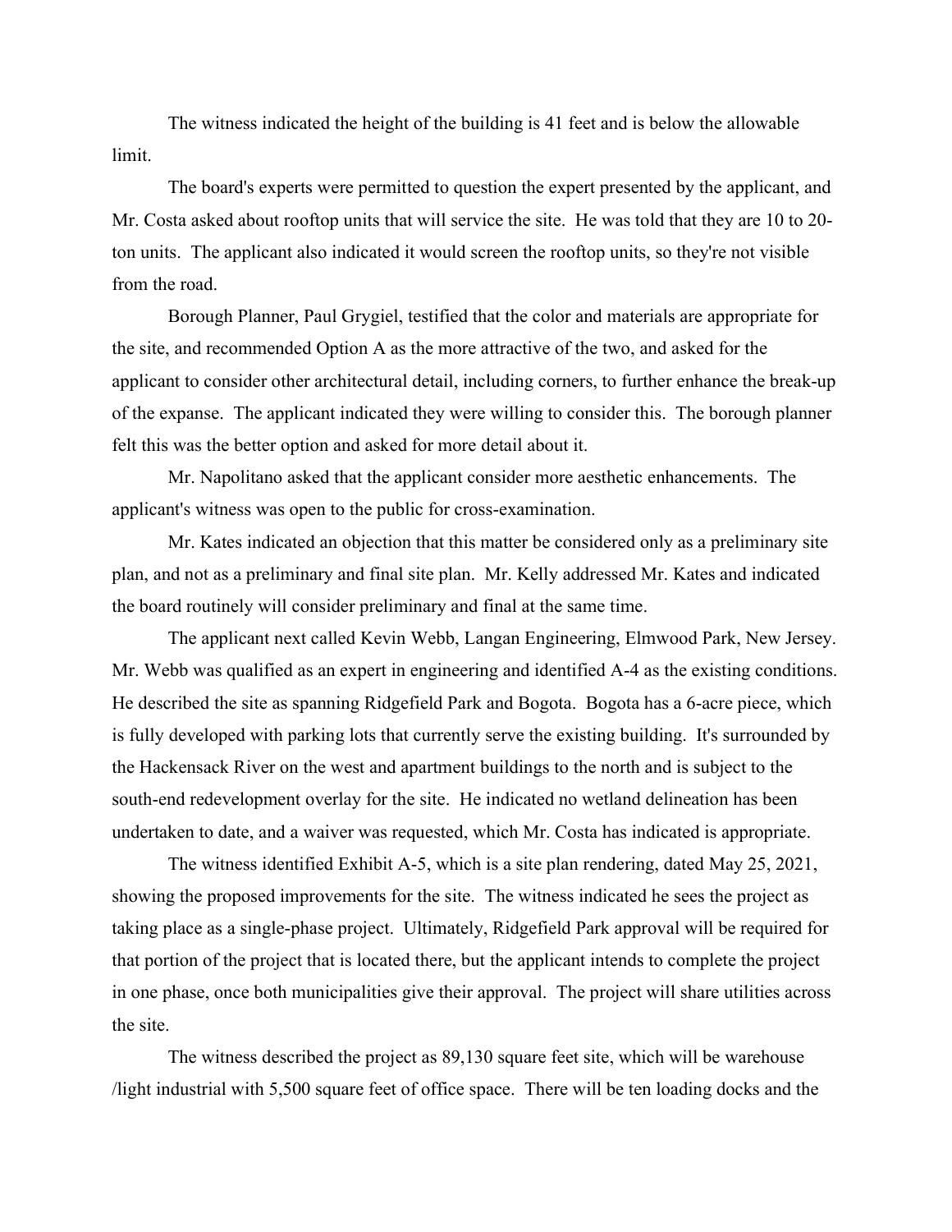The witness indicated the height of the building is 41 feet and is below the allowable limit.

The board's experts were permitted to question the expert presented by the applicant, and Mr. Costa asked about rooftop units that will service the site. He was told that they are 10 to 20-ton units. The applicant also indicated it would screen the rooftop units, so they're not visible from the road.

Borough Planner, Paul Grygiel, testified that the color and materials are appropriate for the site, and recommended Option A as the more attractive of the two, and asked for the applicant to consider other architectural detail, including corners, to further enhance the break-up of the expanse. The applicant indicated they were willing to consider this. The borough planner felt this was the better option and asked for more detail about it.

Mr. Napolitano asked that the applicant consider more aesthetic enhancements. The applicant's witness was open to the public for cross-examination.

Mr. Kates indicated an objection that this matter be considered only as a preliminary site plan, and not as a preliminary and final site plan. Mr. Kelly addressed Mr. Kates and indicated the board routinely will consider preliminary and final at the same time.

The applicant next called Kevin Webb, Langan Engineering, Elmwood Park, New Jersey. Mr. Webb was qualified as an expert in engineering and identified A-4 as the existing conditions. He described the site as spanning Ridgefield Park and Bogota. Bogota has a 6-acre piece, which is fully developed with parking lots that currently serve the existing building. It's surrounded by the Hackensack River on the west and apartment buildings to the north and is subject to the south-end redevelopment overlay for the site. He indicated no wetland delineation has been undertaken to date, and a waiver was requested, which Mr. Costa has indicated is appropriate.

The witness identified Exhibit A-5, which is a site plan rendering, dated May 25, 2021, showing the proposed improvements for the site. The witness indicated he sees the project as taking place as a single-phase project. Ultimately, Ridgefield Park approval will be required for that portion of the project that is located there, but the applicant intends to complete the project in one phase, once both municipalities give their approval. The project will share utilities across the site.

The witness described the project as 89,130 square feet site, which will be warehouse /light industrial with 5,500 square feet of office space. There will be ten loading docks and the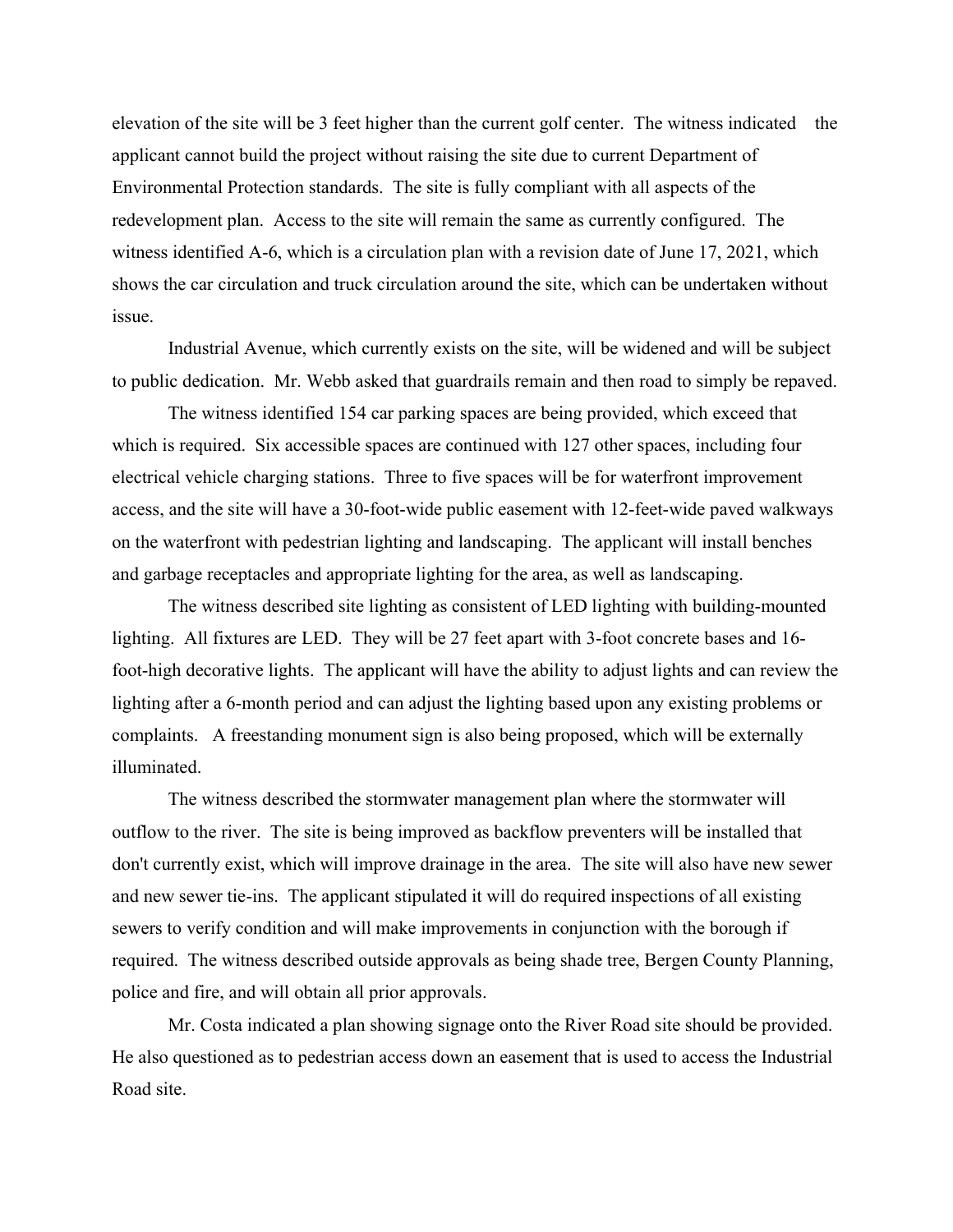elevation of the site will be 3 feet higher than the current golf center. The witness indicated the applicant cannot build the project without raising the site due to current Department of Environmental Protection standards. The site is fully compliant with all aspects of the redevelopment plan. Access to the site will remain the same as currently configured. The witness identified A-6, which is a circulation plan with a revision date of June 17, 2021, which shows the car circulation and truck circulation around the site, which can be undertaken without issue.

Industrial Avenue, which currently exists on the site, will be widened and will be subject to public dedication. Mr. Webb asked that guardrails remain and then road to simply be repaved.

The witness identified 154 car parking spaces are being provided, which exceed that which is required. Six accessible spaces are continued with 127 other spaces, including four electrical vehicle charging stations. Three to five spaces will be for waterfront improvement access, and the site will have a 30-foot-wide public easement with 12-feet-wide paved walkways on the waterfront with pedestrian lighting and landscaping. The applicant will install benches and garbage receptacles and appropriate lighting for the area, as well as landscaping.

The witness described site lighting as consistent of LED lighting with building-mounted lighting. All fixtures are LED. They will be 27 feet apart with 3-foot concrete bases and 16-foot-high decorative lights. The applicant will have the ability to adjust lights and can review the lighting after a 6-month period and can adjust the lighting based upon any existing problems or complaints. A freestanding monument sign is also being proposed, which will be externally illuminated.

The witness described the stormwater management plan where the stormwater will outflow to the river. The site is being improved as backflow preventers will be installed that don't currently exist, which will improve drainage in the area. The site will also have new sewer and new sewer tie-ins. The applicant stipulated it will do required inspections of all existing sewers to verify condition and will make improvements in conjunction with the borough if required. The witness described outside approvals as being shade tree, Bergen County Planning, police and fire, and will obtain all prior approvals.

Mr. Costa indicated a plan showing signage onto the River Road site should be provided. He also questioned as to pedestrian access down an easement that is used to access the Industrial Road site.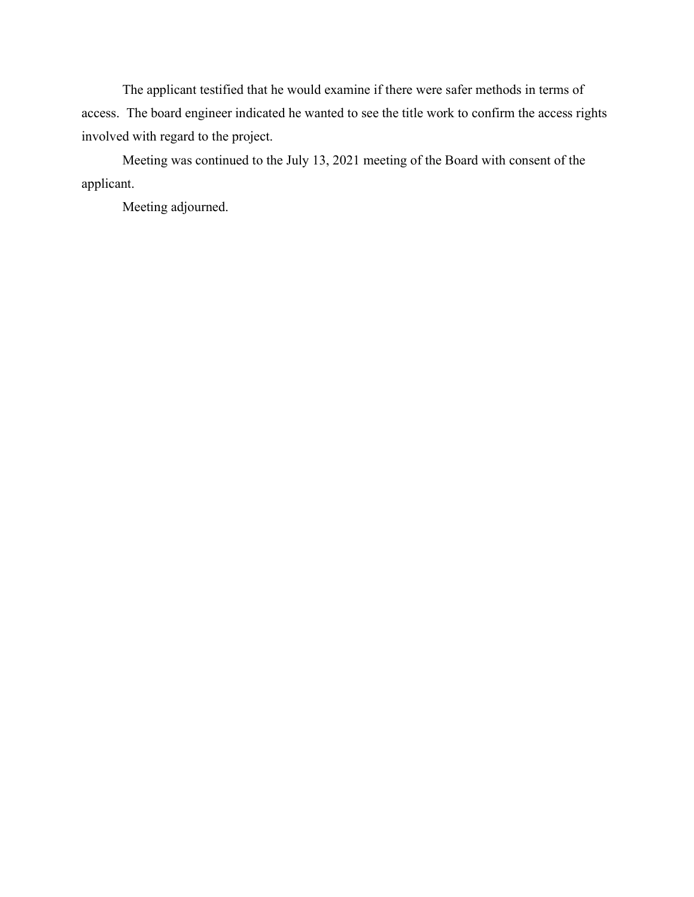The applicant testified that he would examine if there were safer methods in terms of access. The board engineer indicated he wanted to see the title work to confirm the access rights involved with regard to the project.

Meeting was continued to the July 13, 2021 meeting of the Board with consent of the applicant.

Meeting adjourned.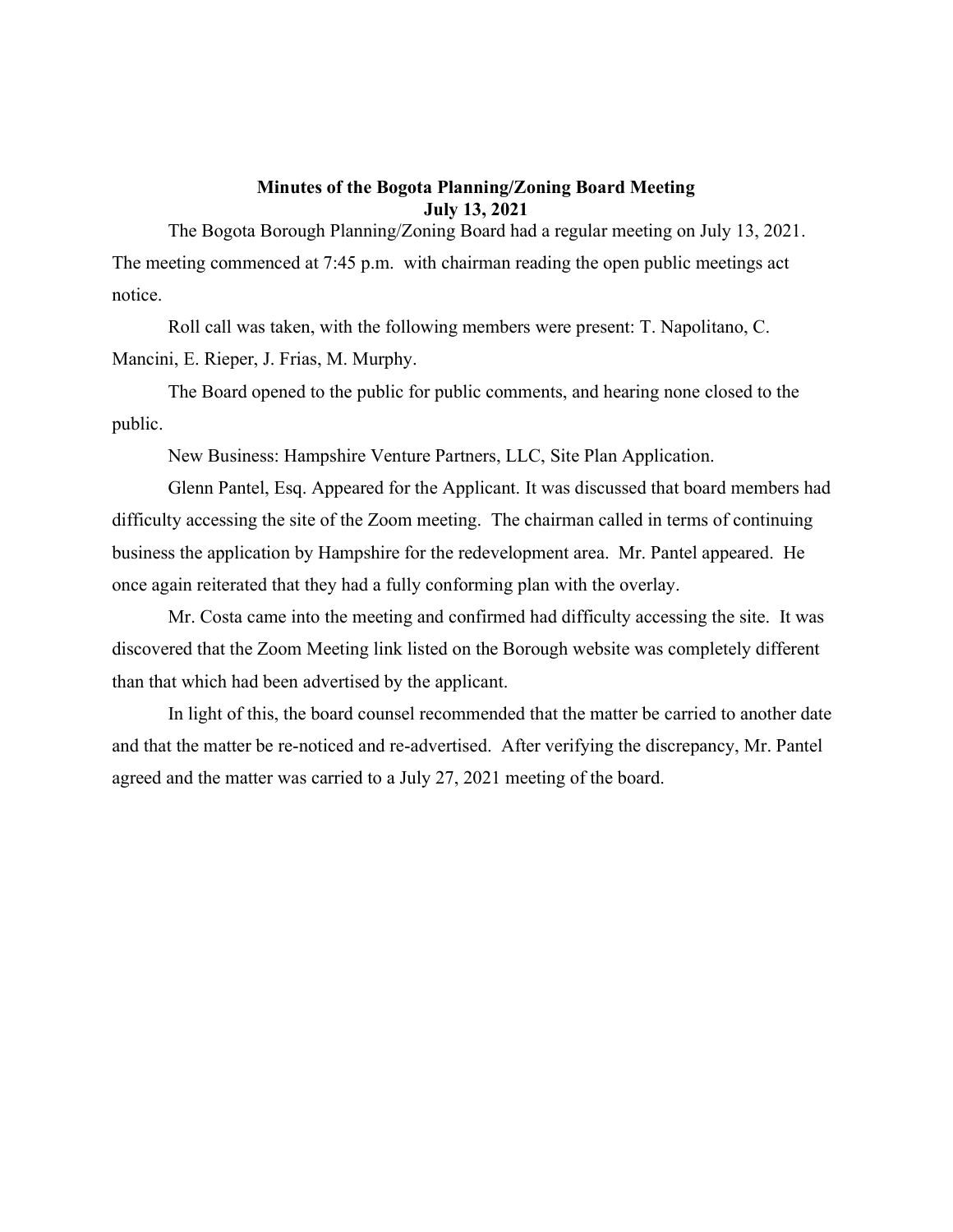**Minutes of the Bogota Planning/Zoning Board Meeting**
**July 13, 2021**

The Bogota Borough Planning/Zoning Board had a regular meeting on July 13, 2021. The meeting commenced at 7:45 p.m. with chairman reading the open public meetings act notice.

Roll call was taken, with the following members were present: T. Napolitano, C. Mancini, E. Rieper, J. Frias, M. Murphy.

The Board opened to the public for public comments, and hearing none closed to the public.

New Business: Hampshire Venture Partners, LLC, Site Plan Application.

Glenn Pantel, Esq. Appeared for the Applicant. It was discussed that board members had difficulty accessing the site of the Zoom meeting. The chairman called in terms of continuing business the application by Hampshire for the redevelopment area. Mr. Pantel appeared. He once again reiterated that they had a fully conforming plan with the overlay.

Mr. Costa came into the meeting and confirmed had difficulty accessing the site. It was discovered that the Zoom Meeting link listed on the Borough website was completely different than that which had been advertised by the applicant.

In light of this, the board counsel recommended that the matter be carried to another date and that the matter be re-noticed and re-advertised. After verifying the discrepancy, Mr. Pantel agreed and the matter was carried to a July 27, 2021 meeting of the board.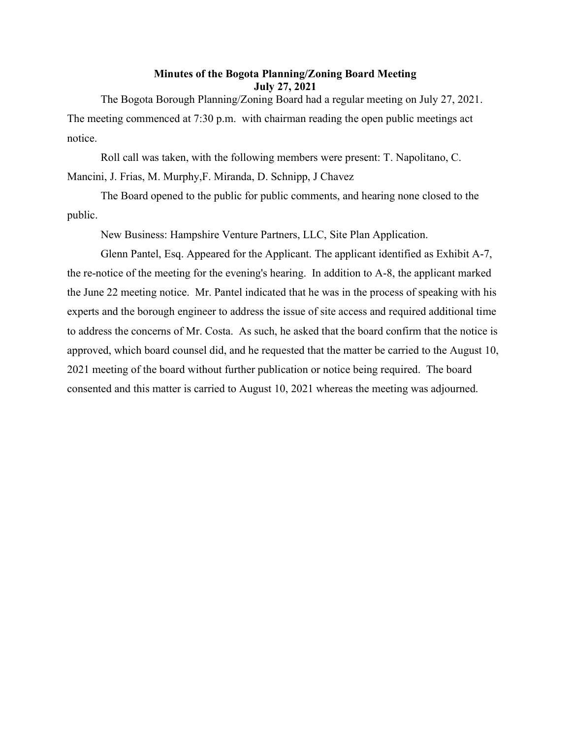# Minutes of the Bogota Planning/Zoning Board Meeting
## July 27, 2021

The Bogota Borough Planning/Zoning Board had a regular meeting on July 27, 2021. The meeting commenced at 7:30 p.m. with chairman reading the open public meetings act notice.

Roll call was taken, with the following members were present: T. Napolitano, C. Mancini, J. Frias, M. Murphy,F. Miranda, D. Schnipp, J Chavez

The Board opened to the public for public comments, and hearing none closed to the public.

New Business: Hampshire Venture Partners, LLC, Site Plan Application.

Glenn Pantel, Esq. Appeared for the Applicant. The applicant identified as Exhibit A-7, the re-notice of the meeting for the evening's hearing. In addition to A-8, the applicant marked the June 22 meeting notice. Mr. Pantel indicated that he was in the process of speaking with his experts and the borough engineer to address the issue of site access and required additional time to address the concerns of Mr. Costa. As such, he asked that the board confirm that the notice is approved, which board counsel did, and he requested that the matter be carried to the August 10, 2021 meeting of the board without further publication or notice being required. The board consented and this matter is carried to August 10, 2021 whereas the meeting was adjourned.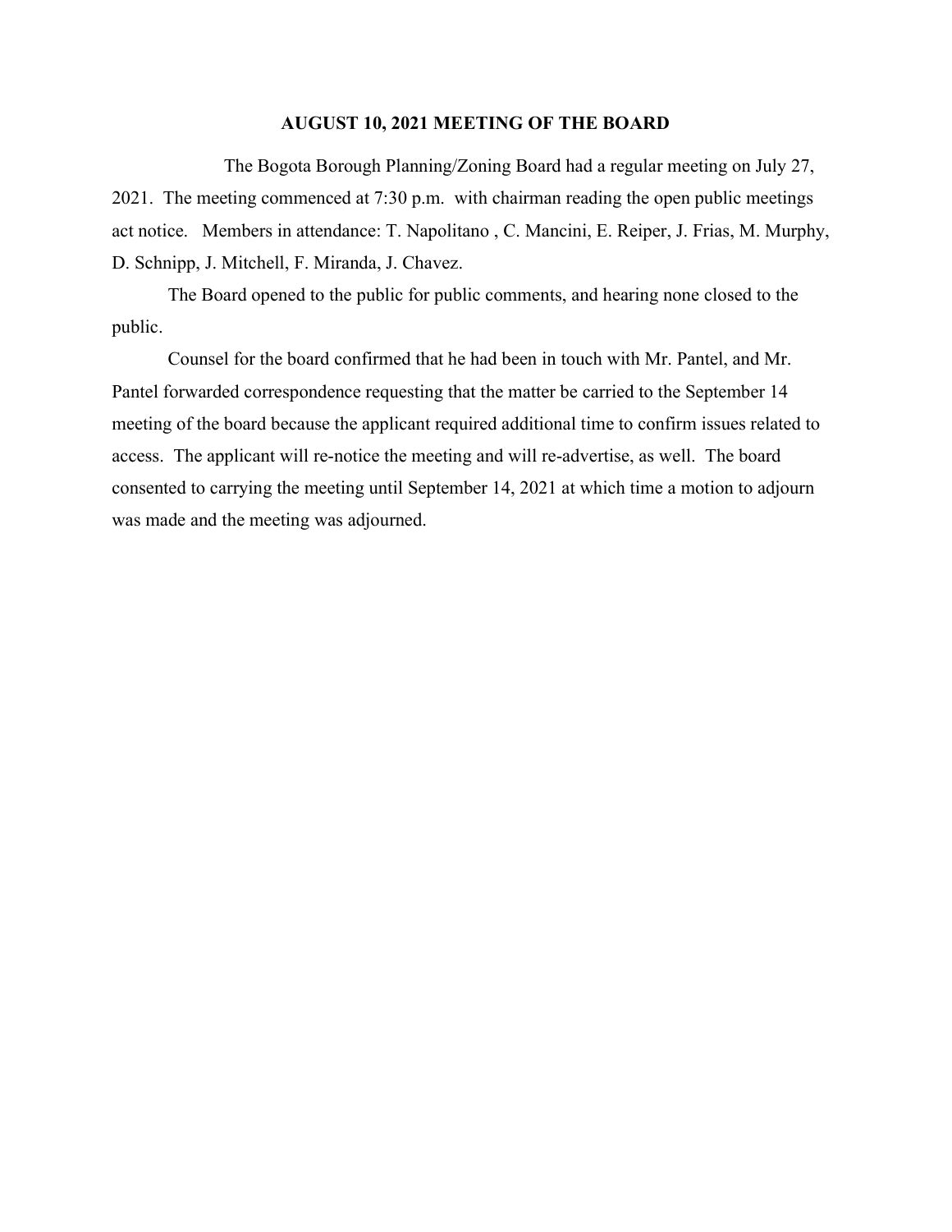## AUGUST 10, 2021 MEETING OF THE BOARD

The Bogota Borough Planning/Zoning Board had a regular meeting on July 27, 2021. The meeting commenced at 7:30 p.m. with chairman reading the open public meetings act notice. Members in attendance: T. Napolitano , C. Mancini, E. Reiper, J. Frias, M. Murphy, D. Schnipp, J. Mitchell, F. Miranda, J. Chavez.

The Board opened to the public for public comments, and hearing none closed to the public.

Counsel for the board confirmed that he had been in touch with Mr. Pantel, and Mr. Pantel forwarded correspondence requesting that the matter be carried to the September 14 meeting of the board because the applicant required additional time to confirm issues related to access. The applicant will re-notice the meeting and will re-advertise, as well. The board consented to carrying the meeting until September 14, 2021 at which time a motion to adjourn was made and the meeting was adjourned.